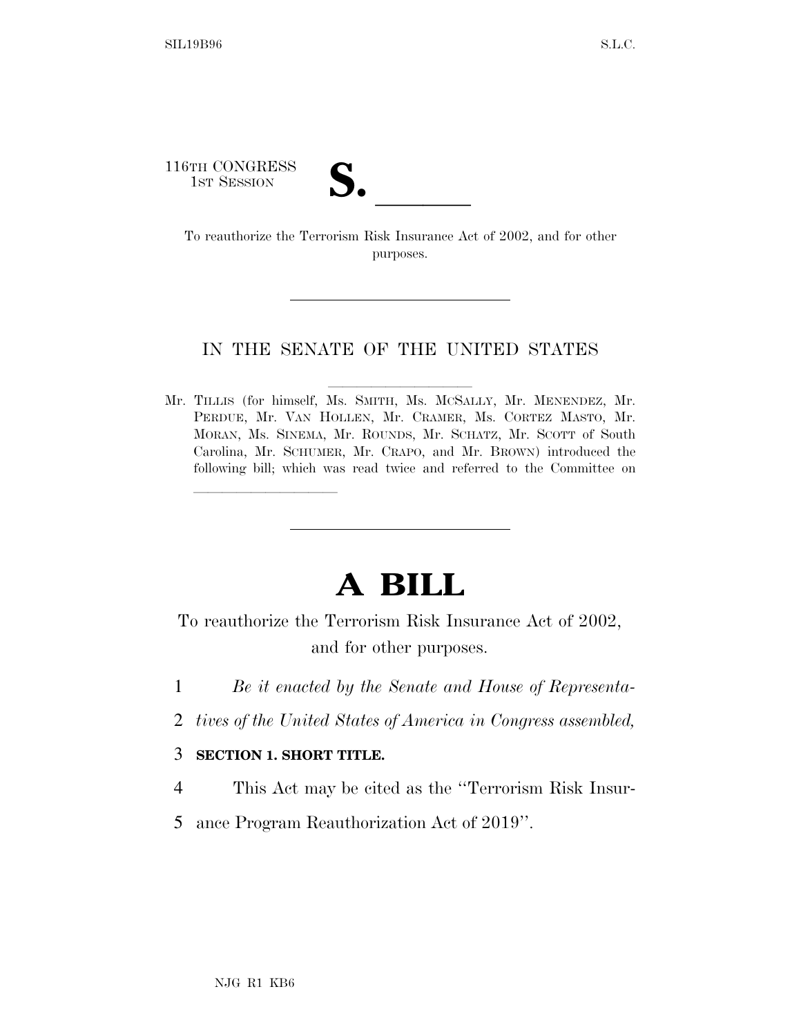116TH CONGRESS
1ST SESSION

# S. ______

To reauthorize the Terrorism Risk Insurance Act of 2002, and for other purposes.

---

IN THE SENATE OF THE UNITED STATES

Mr. TILLIS (for himself, Ms. SMITH, Ms. MCSALLY, Mr. MENENDEZ, Mr. PERDUE, Mr. VAN HOLLEN, Mr. CRAMER, Ms. CORTEZ MASTO, Mr. MORAN, Ms. SINEMA, Mr. ROUNDS, Mr. SCHATZ, Mr. SCOTT of South Carolina, Mr. SCHUMER, Mr. CRAPO, and Mr. BROWN) introduced the following bill; which was read twice and referred to the Committee on ______________

---

# A BILL

To reauthorize the Terrorism Risk Insurance Act of 2002, and for other purposes.

1 *Be it enacted by the Senate and House of Representa-*
2 *tives of the United States of America in Congress assembled,*

3 **SECTION 1. SHORT TITLE.**

4 This Act may be cited as the ''Terrorism Risk Insur-
5 ance Program Reauthorization Act of 2019''.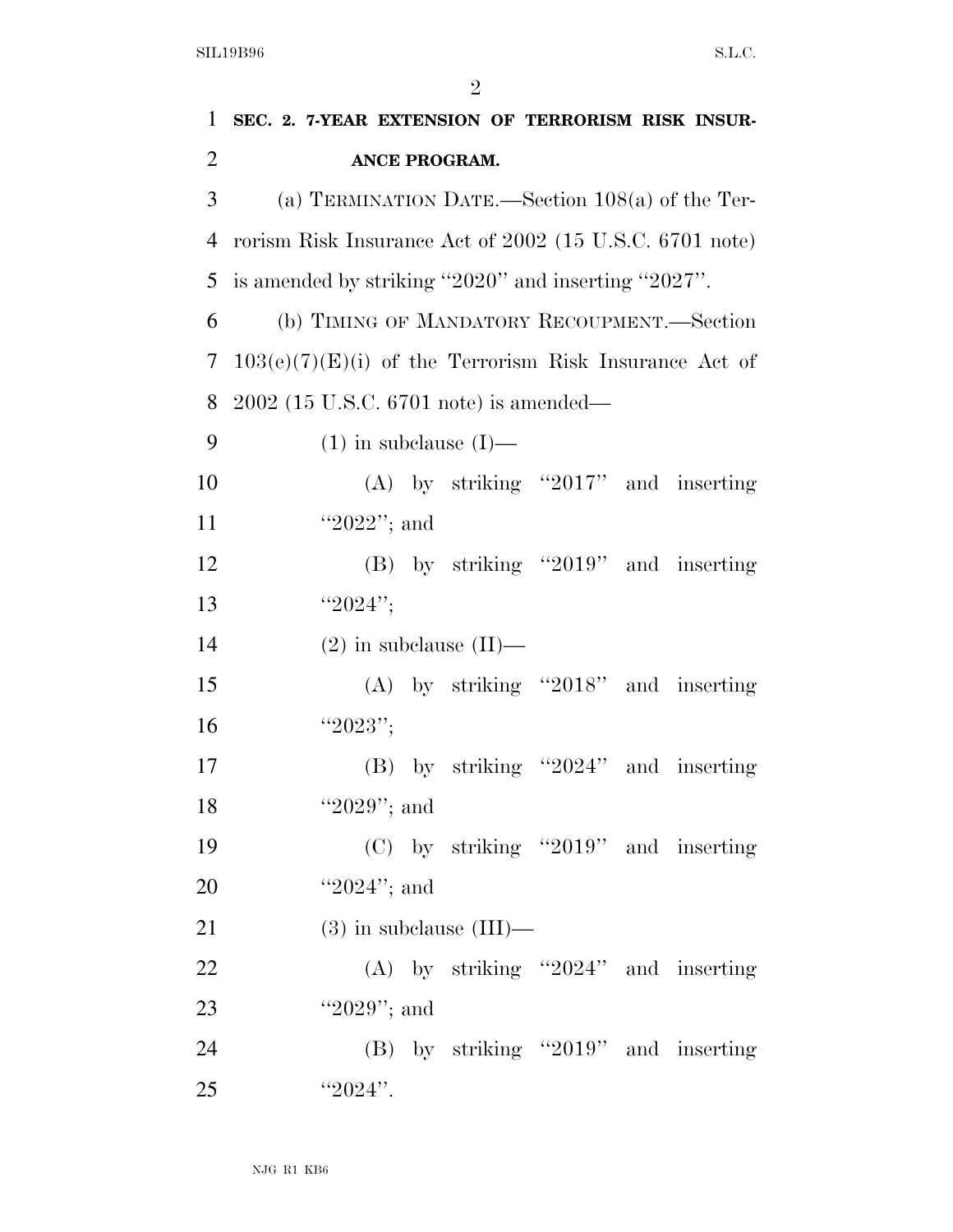**SEC. 2. 7-YEAR EXTENSION OF TERRORISM RISK INSURANCE PROGRAM.**

(a) TERMINATION DATE.—Section 108(a) of the Terrorism Risk Insurance Act of 2002 (15 U.S.C. 6701 note) is amended by striking ''2020'' and inserting ''2027''.

(b) TIMING OF MANDATORY RECOUPMENT.—Section 103(e)(7)(E)(i) of the Terrorism Risk Insurance Act of 2002 (15 U.S.C. 6701 note) is amended—

(1) in subclause (I)—

(A) by striking ''2017'' and inserting ''2022''; and

(B) by striking ''2019'' and inserting ''2024'';

(2) in subclause (II)—

(A) by striking ''2018'' and inserting ''2023'';

(B) by striking ''2024'' and inserting ''2029''; and

(C) by striking ''2019'' and inserting ''2024''; and

(3) in subclause (III)—

(A) by striking ''2024'' and inserting ''2029''; and

(B) by striking ''2019'' and inserting ''2024''.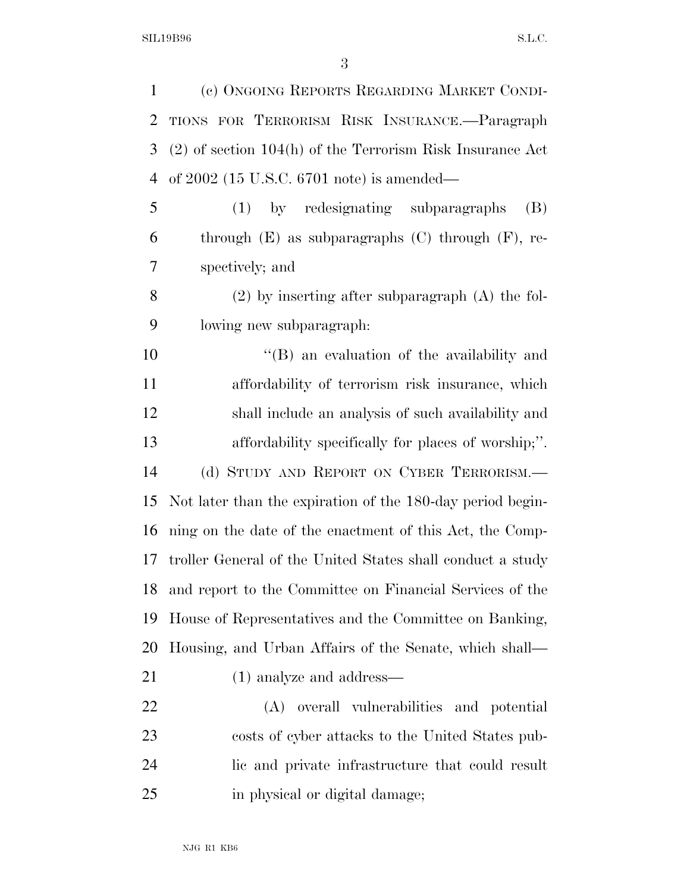(c) ONGOING REPORTS REGARDING MARKET CONDITIONS FOR TERRORISM RISK INSURANCE.—Paragraph (2) of section 104(h) of the Terrorism Risk Insurance Act of 2002 (15 U.S.C. 6701 note) is amended—

(1) by redesignating subparagraphs (B) through (E) as subparagraphs (C) through (F), respectively; and

(2) by inserting after subparagraph (A) the following new subparagraph:

"(B) an evaluation of the availability and affordability of terrorism risk insurance, which shall include an analysis of such availability and affordability specifically for places of worship;".

(d) STUDY AND REPORT ON CYBER TERRORISM.—Not later than the expiration of the 180-day period beginning on the date of the enactment of this Act, the Comptroller General of the United States shall conduct a study and report to the Committee on Financial Services of the House of Representatives and the Committee on Banking, Housing, and Urban Affairs of the Senate, which shall—

(1) analyze and address—

(A) overall vulnerabilities and potential costs of cyber attacks to the United States public and private infrastructure that could result in physical or digital damage;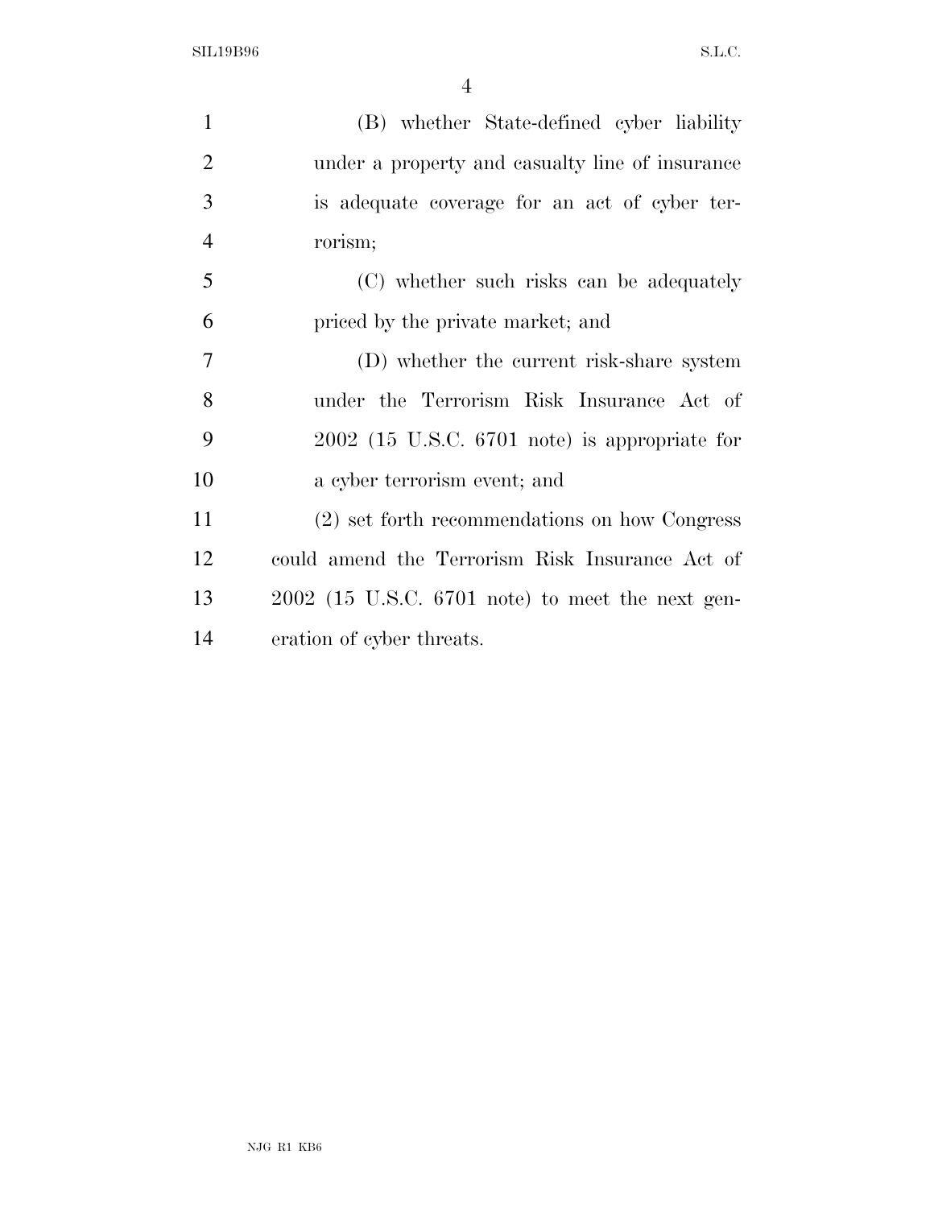(B) whether State-defined cyber liability under a property and casualty line of insurance is adequate coverage for an act of cyber terrorism;

(C) whether such risks can be adequately priced by the private market; and

(D) whether the current risk-share system under the Terrorism Risk Insurance Act of 2002 (15 U.S.C. 6701 note) is appropriate for a cyber terrorism event; and

(2) set forth recommendations on how Congress could amend the Terrorism Risk Insurance Act of 2002 (15 U.S.C. 6701 note) to meet the next generation of cyber threats.